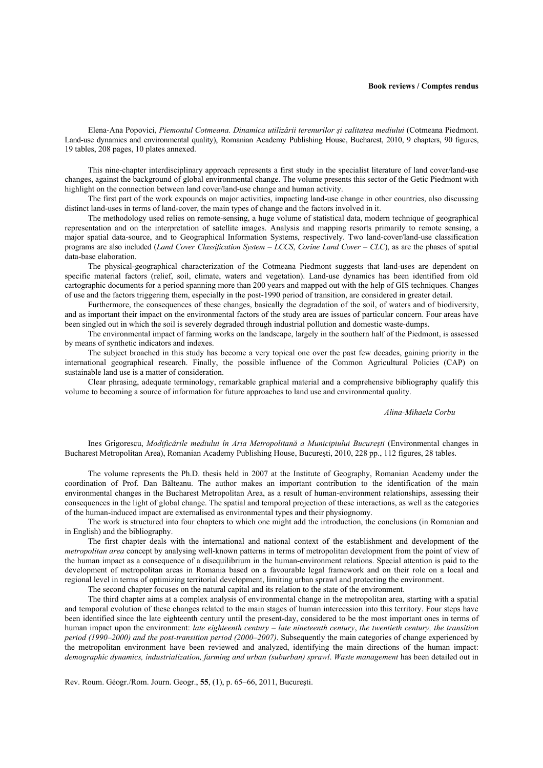**Book reviews / Comptes rendus**

Elena-Ana Popovici, *Piemontul Cotmeana. Dinamica utilizării terenurilor şi calitatea mediului* (Cotmeana Piedmont. Land-use dynamics and environmental quality), Romanian Academy Publishing House, Bucharest, 2010, 9 chapters, 90 figures, 19 tables, 208 pages, 10 plates annexed.

This nine-chapter interdisciplinary approach represents a first study in the specialist literature of land cover/land-use changes, against the background of global environmental change. The volume presents this sector of the Getic Piedmont with highlight on the connection between land cover/land-use change and human activity.

The first part of the work expounds on major activities, impacting land-use change in other countries, also discussing distinct land-uses in terms of land-cover, the main types of change and the factors involved in it.

The methodology used relies on remote-sensing, a huge volume of statistical data, modern technique of geographical representation and on the interpretation of satellite images. Analysis and mapping resorts primarily to remote sensing, a major spatial data-source, and to Geographical Information Systems, respectively. Two land-cover/land-use classification programs are also included (*Land Cover Classification System – LCCS*, *Corine Land Cover – CLC*), as are the phases of spatial data-base elaboration.

The physical-geographical characterization of the Cotmeana Piedmont suggests that land-uses are dependent on specific material factors (relief, soil, climate, waters and vegetation). Land-use dynamics has been identified from old cartographic documents for a period spanning more than 200 years and mapped out with the help of GIS techniques. Changes of use and the factors triggering them, especially in the post-1990 period of transition, are considered in greater detail.

Furthermore, the consequences of these changes, basically the degradation of the soil, of waters and of biodiversity, and as important their impact on the environmental factors of the study area are issues of particular concern. Four areas have been singled out in which the soil is severely degraded through industrial pollution and domestic waste-dumps.

The environmental impact of farming works on the landscape, largely in the southern half of the Piedmont, is assessed by means of synthetic indicators and indexes.

The subject broached in this study has become a very topical one over the past few decades, gaining priority in the international geographical research. Finally, the possible influence of the Common Agricultural Policies (CAP) on sustainable land use is a matter of consideration.

Clear phrasing, adequate terminology, remarkable graphical material and a comprehensive bibliography qualify this volume to becoming a source of information for future approaches to land use and environmental quality.

*Alina-Mihaela Corbu*

Ines Grigorescu, *Modificările mediului în Aria Metropolitană a Municipiului Bucureşti* (Environmental changes in Bucharest Metropolitan Area), Romanian Academy Publishing House, Bucureşti, 2010, 228 pp., 112 figures, 28 tables.

The volume represents the Ph.D. thesis held in 2007 at the Institute of Geography, Romanian Academy under the coordination of Prof. Dan Bălteanu. The author makes an important contribution to the identification of the main environmental changes in the Bucharest Metropolitan Area, as a result of human-environment relationships, assessing their consequences in the light of global change. The spatial and temporal projection of these interactions, as well as the categories of the human-induced impact are externalised as environmental types and their physiognomy.

The work is structured into four chapters to which one might add the introduction, the conclusions (in Romanian and in English) and the bibliography.

The first chapter deals with the international and national context of the establishment and development of the *metropolitan area* concept by analysing well-known patterns in terms of metropolitan development from the point of view of the human impact as a consequence of a disequilibrium in the human-environment relations. Special attention is paid to the development of metropolitan areas in Romania based on a favourable legal framework and on their role on a local and regional level in terms of optimizing territorial development, limiting urban sprawl and protecting the environment.

The second chapter focuses on the natural capital and its relation to the state of the environment.

The third chapter aims at a complex analysis of environmental change in the metropolitan area, starting with a spatial and temporal evolution of these changes related to the main stages of human intercession into this territory. Four steps have been identified since the late eighteenth century until the present-day, considered to be the most important ones in terms of human impact upon the environment: *late eighteenth century – late nineteenth century*, *the twentieth century, the transition period (1990–2000) and the post-transition period (2000–2007)*. Subsequently the main categories of change experienced by the metropolitan environment have been reviewed and analyzed, identifying the main directions of the human impact: *demographic dynamics, industrialization, farming and urban (suburban) sprawl*. *Waste management* has been detailed out in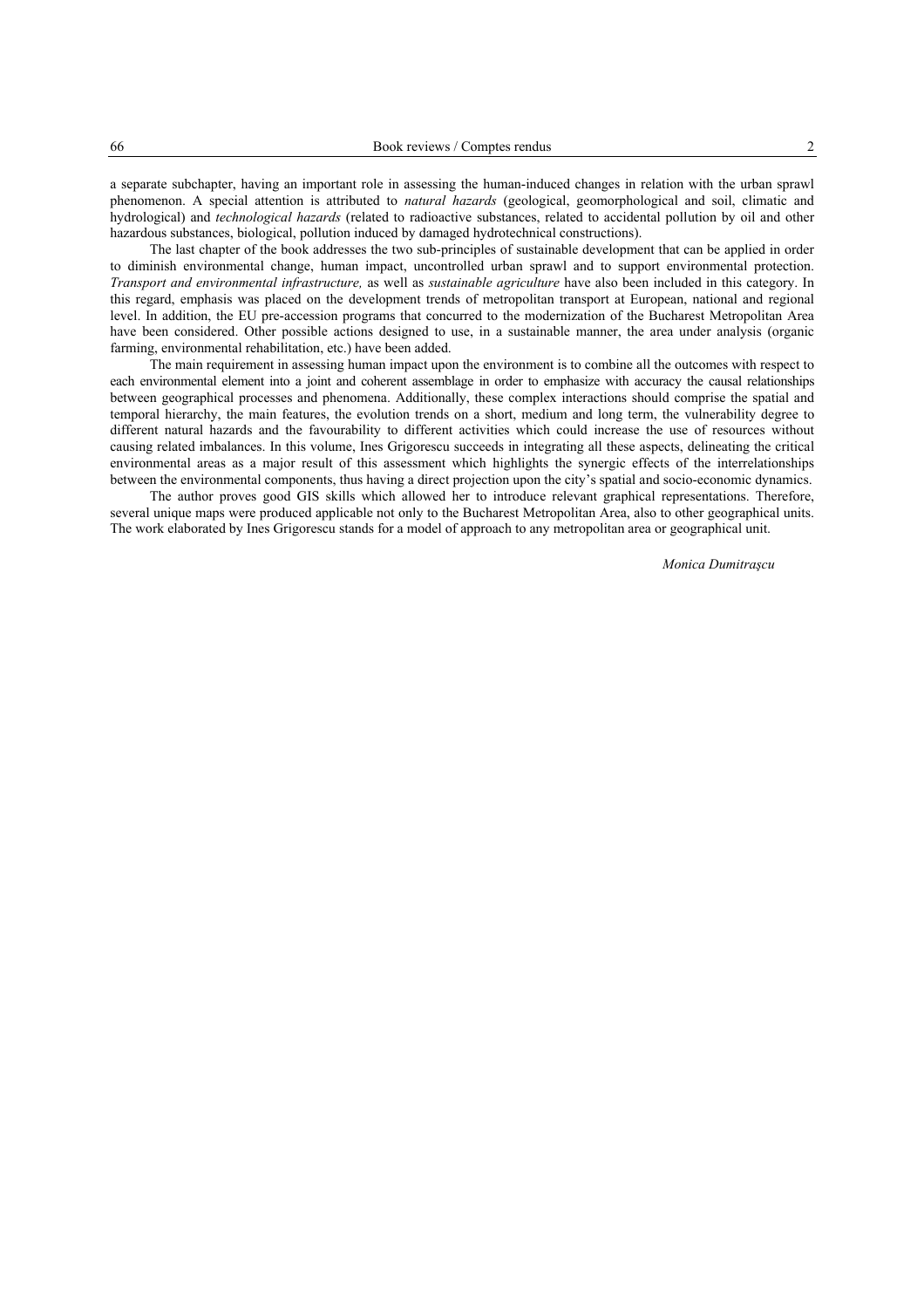a separate subchapter, having an important role in assessing the human-induced changes in relation with the urban sprawl phenomenon. A special attention is attributed to *natural hazards* (geological, geomorphological and soil, climatic and hydrological) and *technological hazards* (related to radioactive substances, related to accidental pollution by oil and other hazardous substances, biological, pollution induced by damaged hydrotechnical constructions).

The last chapter of the book addresses the two sub-principles of sustainable development that can be applied in order to diminish environmental change, human impact, uncontrolled urban sprawl and to support environmental protection. *Transport and environmental infrastructure,* as well as *sustainable agriculture* have also been included in this category. In this regard, emphasis was placed on the development trends of metropolitan transport at European, national and regional level. In addition, the EU pre-accession programs that concurred to the modernization of the Bucharest Metropolitan Area have been considered. Other possible actions designed to use, in a sustainable manner, the area under analysis (organic farming, environmental rehabilitation, etc.) have been added.

The main requirement in assessing human impact upon the environment is to combine all the outcomes with respect to each environmental element into a joint and coherent assemblage in order to emphasize with accuracy the causal relationships between geographical processes and phenomena. Additionally, these complex interactions should comprise the spatial and temporal hierarchy, the main features, the evolution trends on a short, medium and long term, the vulnerability degree to different natural hazards and the favourability to different activities which could increase the use of resources without causing related imbalances. In this volume, Ines Grigorescu succeeds in integrating all these aspects, delineating the critical environmental areas as a major result of this assessment which highlights the synergic effects of the interrelationships between the environmental components, thus having a direct projection upon the city's spatial and socio-economic dynamics.

The author proves good GIS skills which allowed her to introduce relevant graphical representations. Therefore, several unique maps were produced applicable not only to the Bucharest Metropolitan Area, also to other geographical units. The work elaborated by Ines Grigorescu stands for a model of approach to any metropolitan area or geographical unit.

*Monica Dumitraşcu*